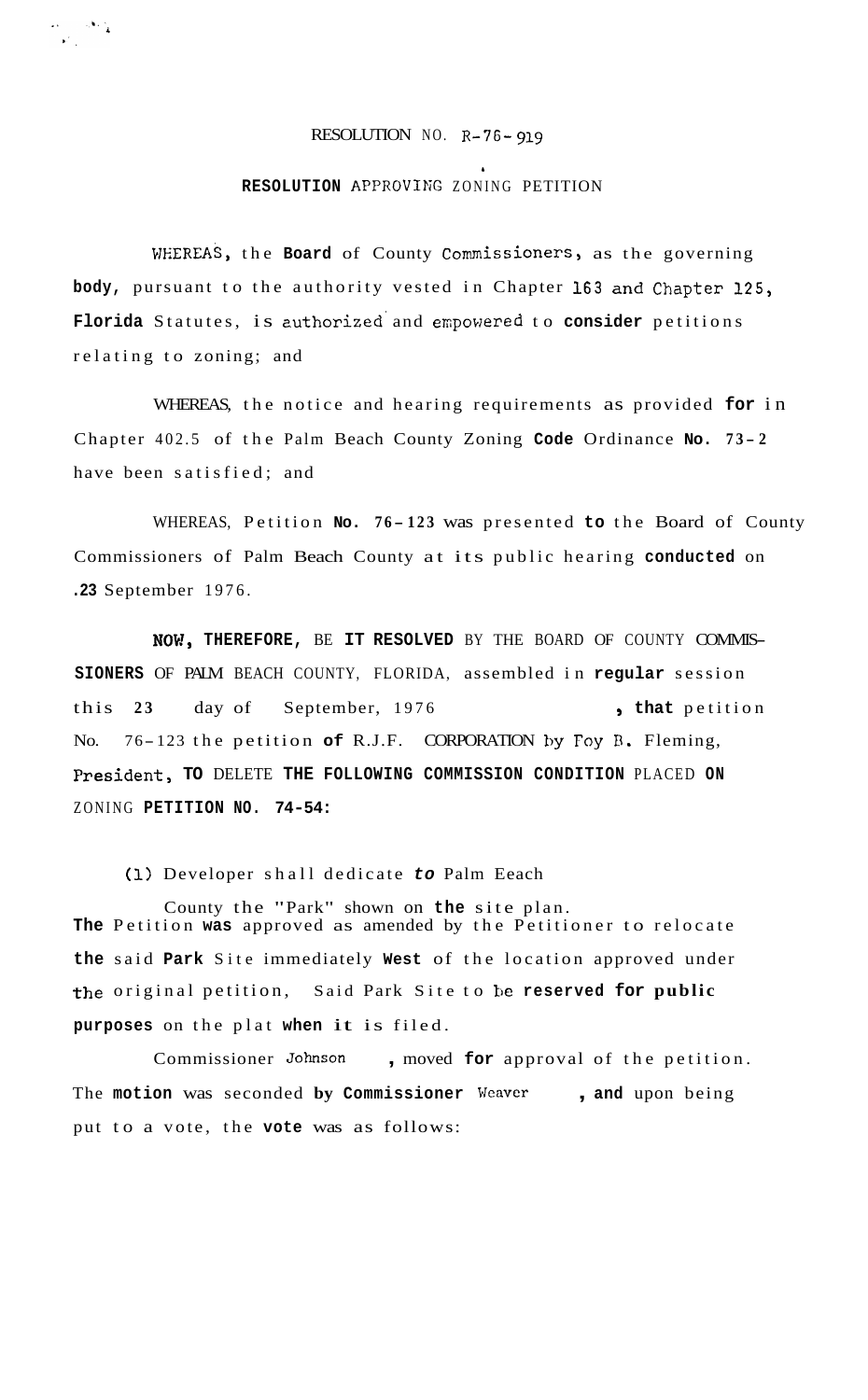RESOLUTION NO. R-76-919

**RESOLUTION APPROVING ZONING PETITION**

WHEREAS, the Board of County Commissioners, as the governing body, pursuant to the authority vested in Chapter 163 and Chapter 125, Florida Statutes, is authorized and empowered to consider petitions relating to zoning; and

WHEREAS, the notice and hearing requirements as provided for in Chapter 402.5 of the Palm Beach County Zoning Code Ordinance No. 73-2 have been satisfied; and

WHEREAS, Petition No. 76-123 was presented to the Board of County Commissioners of Palm Beach County at its public hearing conducted on .23 September 1976.

NOW, THEREFORE, BE IT RESOLVED BY THE BOARD OF COUNTY COMMISSIONERS OF PALM BEACH COUNTY, FLORIDA, assembled in regular session this 23 day of September, 1976, that petition No. 76-123 the petition of R.J.F. CORPORATION by Foy B. Fleming, President, TO DELETE THE FOLLOWING COMMISSION CONDITION PLACED ON ZONING PETITION NO. 74-54:

(1) Developer shall dedicate to Palm Eeach County the "Park" shown on the site plan.

The Petition was approved as amended by the Petitioner to relocate the said Park Site immediately West of the location approved under the original petition, Said Park Site to be reserved for public purposes on the plat when it is filed.

Commissioner Johnson, moved for approval of the petition. The motion was seconded by Commissioner Weaver, and upon being put to a vote, the vote was as follows: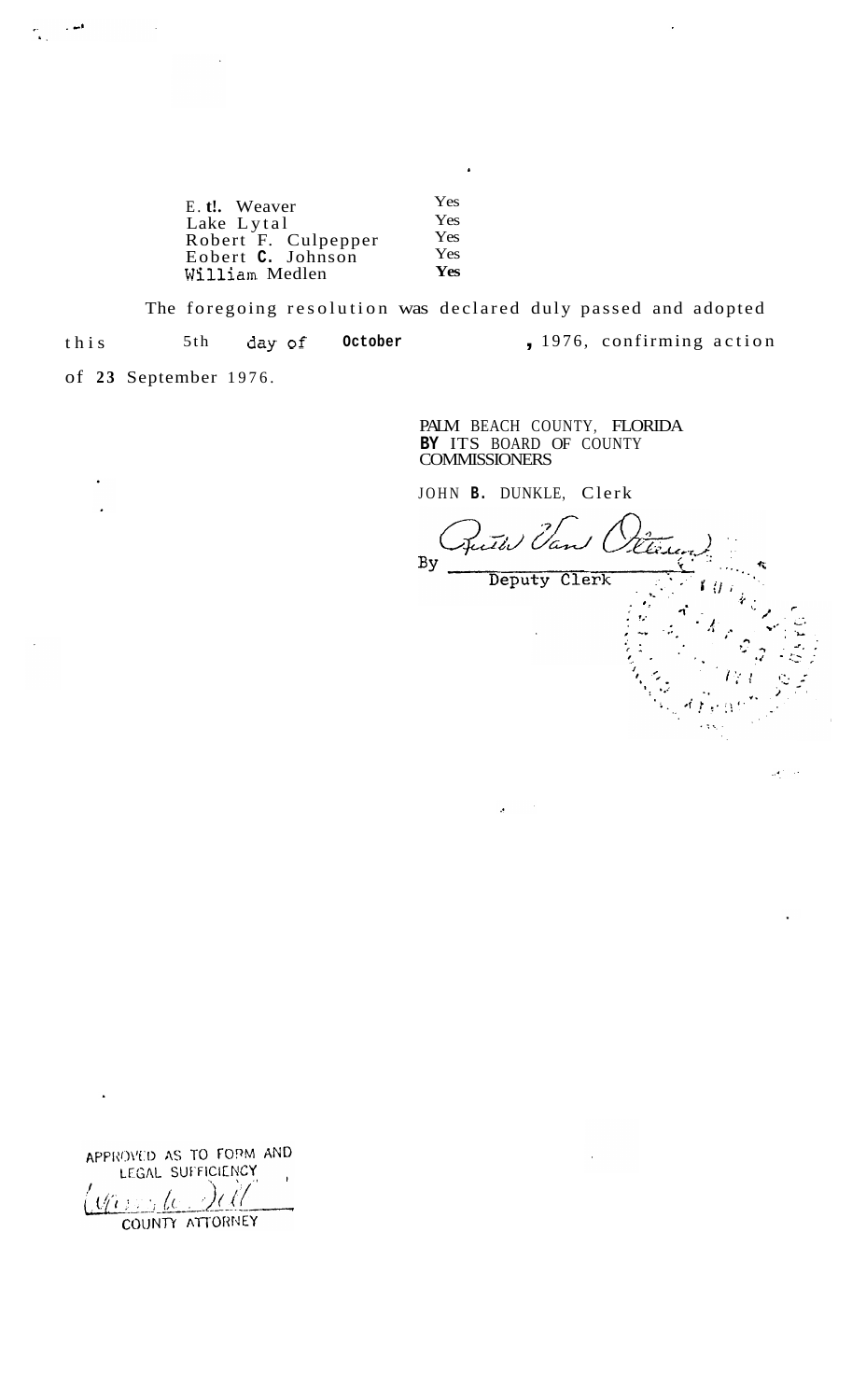| | |
|---|---|
| E. t!. Weaver | Yes |
| Lake Lytal | Yes |
| Robert F. Culpepper | Yes |
| Eobert C. Johnson | Yes |
| William Medlen | Yes |

The foregoing resolution was declared duly passed and adopted this 5th day of October, 1976, confirming action of 23 September 1976.

PALM BEACH COUNTY, FLORIDA
BY ITS BOARD OF COUNTY COMMISSIONERS

JOHN B. DUNKLE, Clerk

By ______________________
Deputy Clerk

APPROVED AS TO FORM AND
LEGAL SUFFICIENCY

______________________
COUNTY ATTORNEY